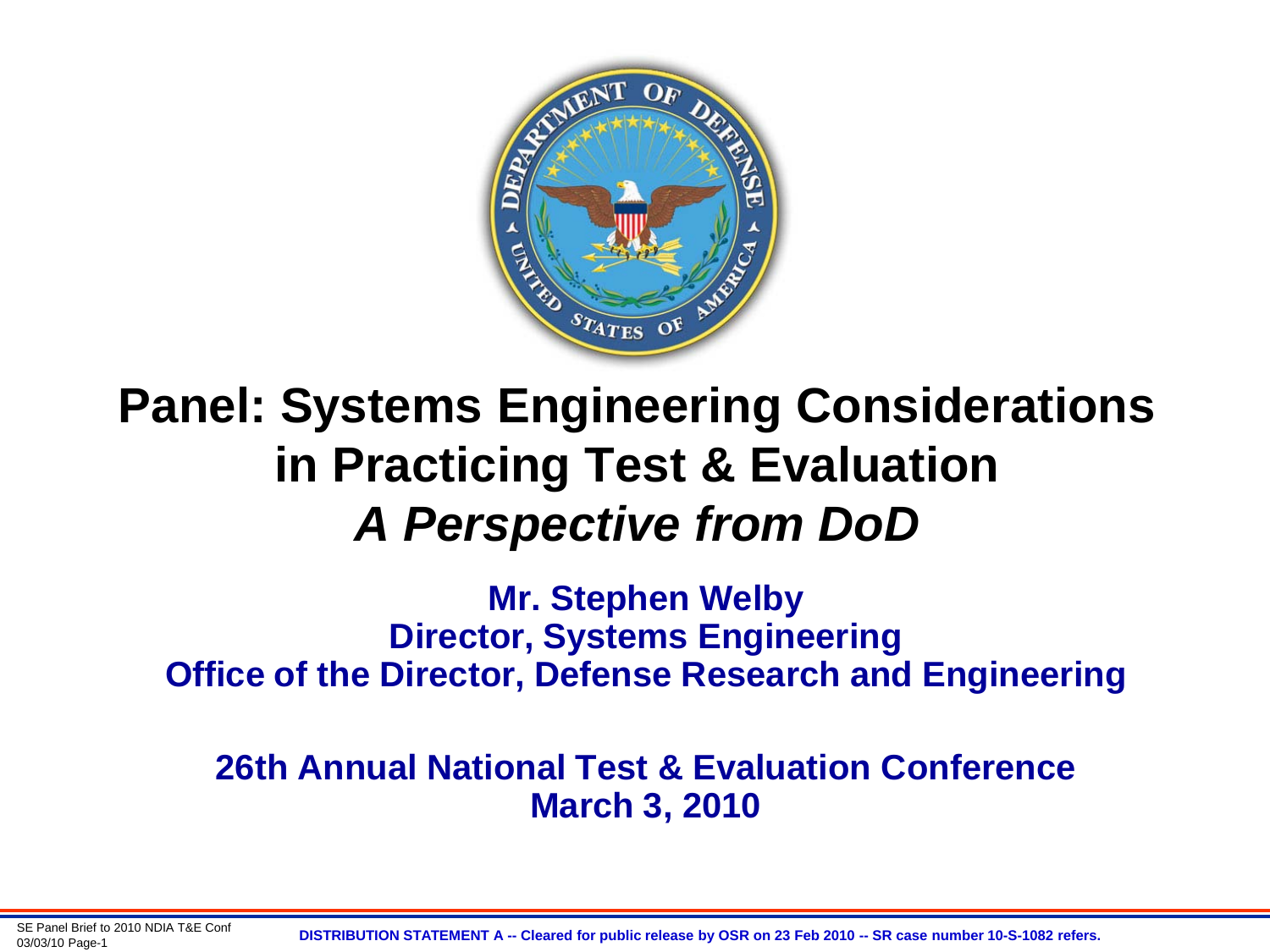# Panel: Systems Engineering Considerations in Practicing Test & Evaluation

## *A Perspective from DoD*

**Mr. Stephen Welby**
**Director, Systems Engineering**
**Office of the Director, Defense Research and Engineering**

**26th Annual National Test & Evaluation Conference**
**March 3, 2010**

**DISTRIBUTION STATEMENT A -- Cleared for public release by OSR on 23 Feb 2010 -- SR case number 10-S-1082 refers.**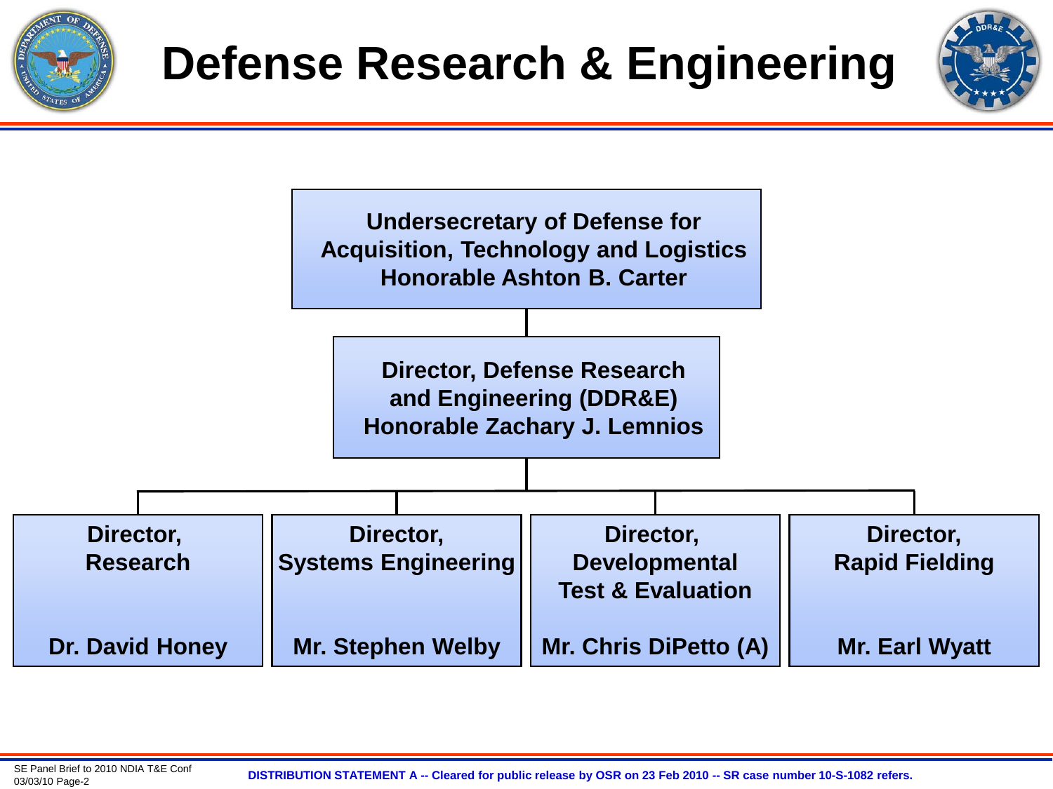# Defense Research & Engineering

**Undersecretary of Defense for Acquisition, Technology and Logistics**
**Honorable Ashton B. Carter**

**Director, Defense Research and Engineering (DDR&E)**
**Honorable Zachary J. Lemnios**

- **Director, Research** — Dr. David Honey
- **Director, Systems Engineering** — Mr. Stephen Welby
- **Director, Developmental Test & Evaluation** — Mr. Chris DiPetto (A)
- **Director, Rapid Fielding** — Mr. Earl Wyatt

SE Panel Brief to 2010 NDIA T&E Conf
03/03/10

**DISTRIBUTION STATEMENT A -- Cleared for public release by OSR on 23 Feb 2010 -- SR case number 10-S-1082 refers.**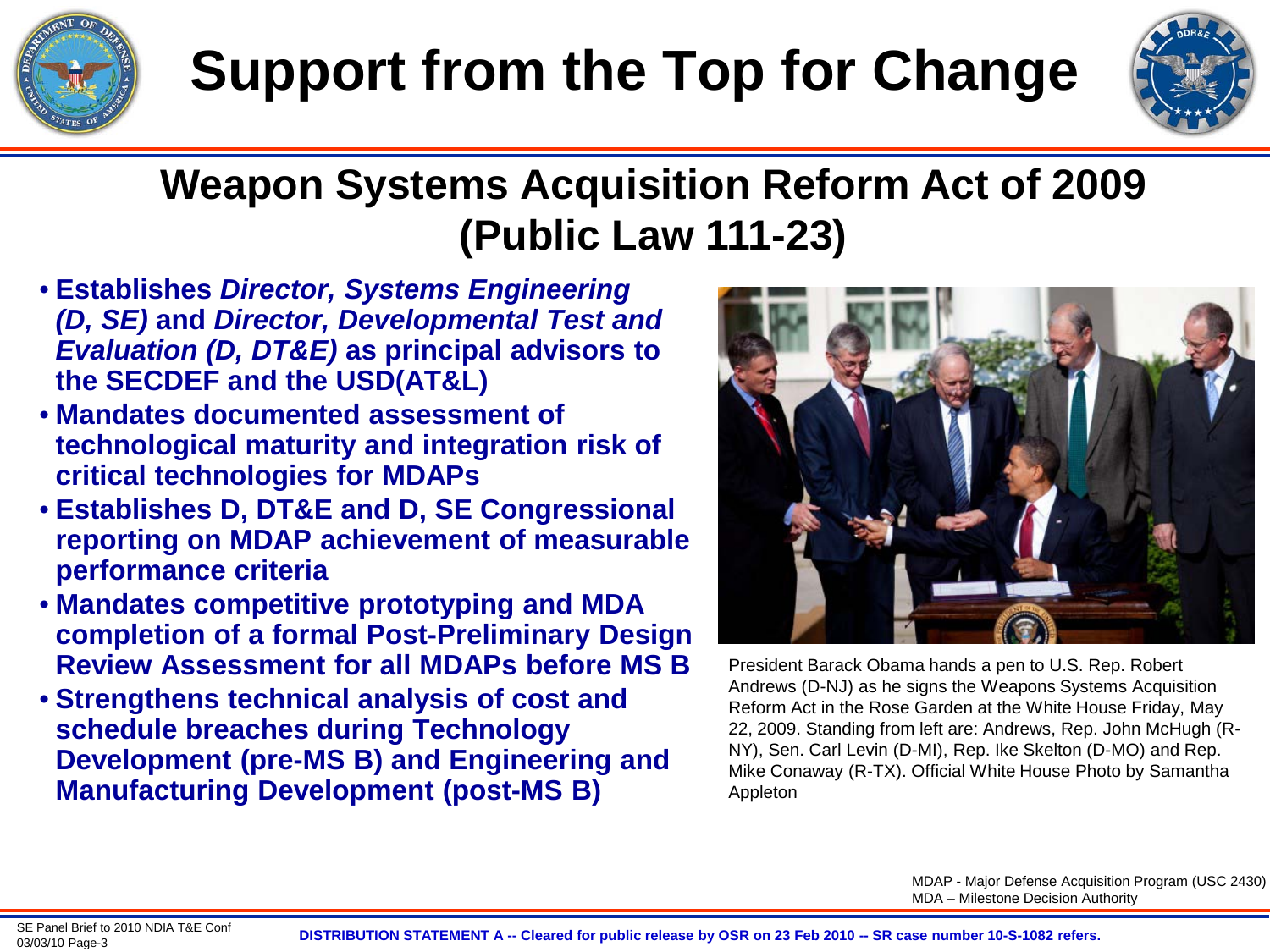# Support from the Top for Change

## Weapon Systems Acquisition Reform Act of 2009 (Public Law 111-23)

- **Establishes *Director, Systems Engineering (D, SE)* and *Director, Developmental Test and Evaluation (D, DT&E)* as principal advisors to the SECDEF and the USD(AT&L)**
- **Mandates documented assessment of technological maturity and integration risk of critical technologies for MDAPs**
- **Establishes D, DT&E and D, SE Congressional reporting on MDAP achievement of measurable performance criteria**
- **Mandates competitive prototyping and MDA completion of a formal Post-Preliminary Design Review Assessment for all MDAPs before MS B**
- **Strengthens technical analysis of cost and schedule breaches during Technology Development (pre-MS B) and Engineering and Manufacturing Development (post-MS B)**

President Barack Obama hands a pen to U.S. Rep. Robert Andrews (D-NJ) as he signs the Weapons Systems Acquisition Reform Act in the Rose Garden at the White House Friday, May 22, 2009. Standing from left are: Andrews, Rep. John McHugh (R-NY), Sen. Carl Levin (D-MI), Rep. Ike Skelton (D-MO) and Rep. Mike Conaway (R-TX). Official White House Photo by Samantha Appleton

MDAP - Major Defense Acquisition Program (USC 2430)
MDA – Milestone Decision Authority

SE Panel Brief to 2010 NDIA T&E Conf

**DISTRIBUTION STATEMENT A -- Cleared for public release by OSR on 23 Feb 2010 -- SR case number 10-S-1082 refers.**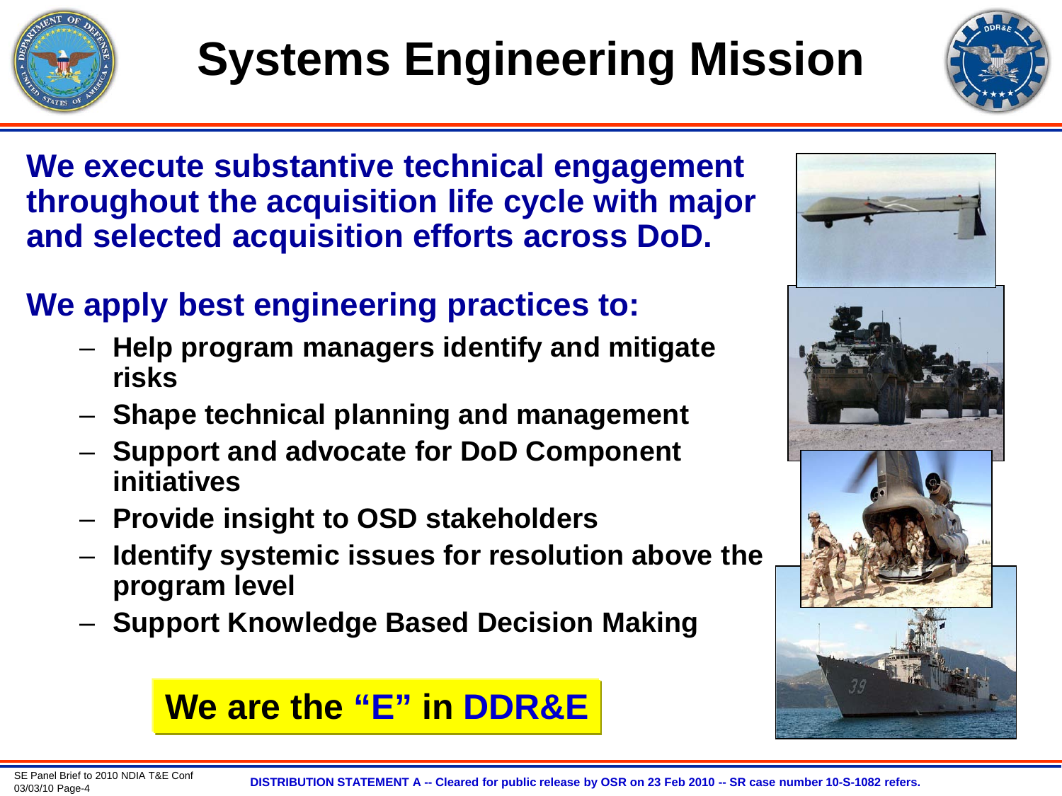# Systems Engineering Mission

**We execute substantive technical engagement throughout the acquisition life cycle with major and selected acquisition efforts across DoD.**

**We apply best engineering practices to:**

- **Help program managers identify and mitigate risks**
- **Shape technical planning and management**
- **Support and advocate for DoD Component initiatives**
- **Provide insight to OSD stakeholders**
- **Identify systemic issues for resolution above the program level**
- **Support Knowledge Based Decision Making**

**We are the "E" in DDR&E**

SE Panel Brief to 2010 NDIA T&E Conf
03/03/10

DISTRIBUTION STATEMENT A -- Cleared for public release by OSR on 23 Feb 2010 -- SR case number 10-S-1082 refers.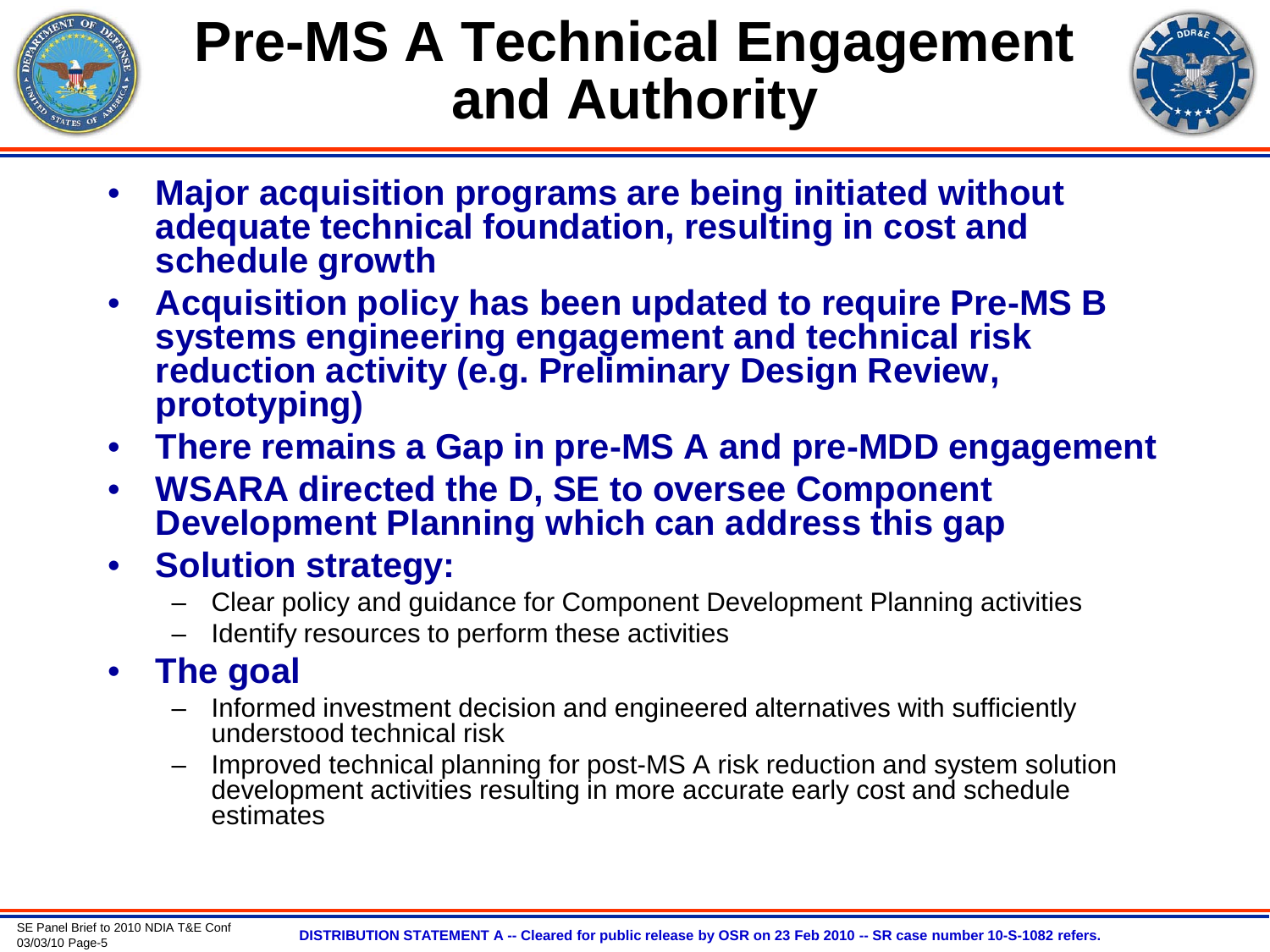# Pre-MS A Technical Engagement and Authority

- **Major acquisition programs are being initiated without adequate technical foundation, resulting in cost and schedule growth**
- **Acquisition policy has been updated to require Pre-MS B systems engineering engagement and technical risk reduction activity (e.g. Preliminary Design Review, prototyping)**
- **There remains a Gap in pre-MS A and pre-MDD engagement**
- **WSARA directed the D, SE to oversee Component Development Planning which can address this gap**
- **Solution strategy:**
  - Clear policy and guidance for Component Development Planning activities
  - Identify resources to perform these activities
- **The goal**
  - Informed investment decision and engineered alternatives with sufficiently understood technical risk
  - Improved technical planning for post-MS A risk reduction and system solution development activities resulting in more accurate early cost and schedule estimates

DISTRIBUTION STATEMENT A -- Cleared for public release by OSR on 23 Feb 2010 -- SR case number 10-S-1082 refers.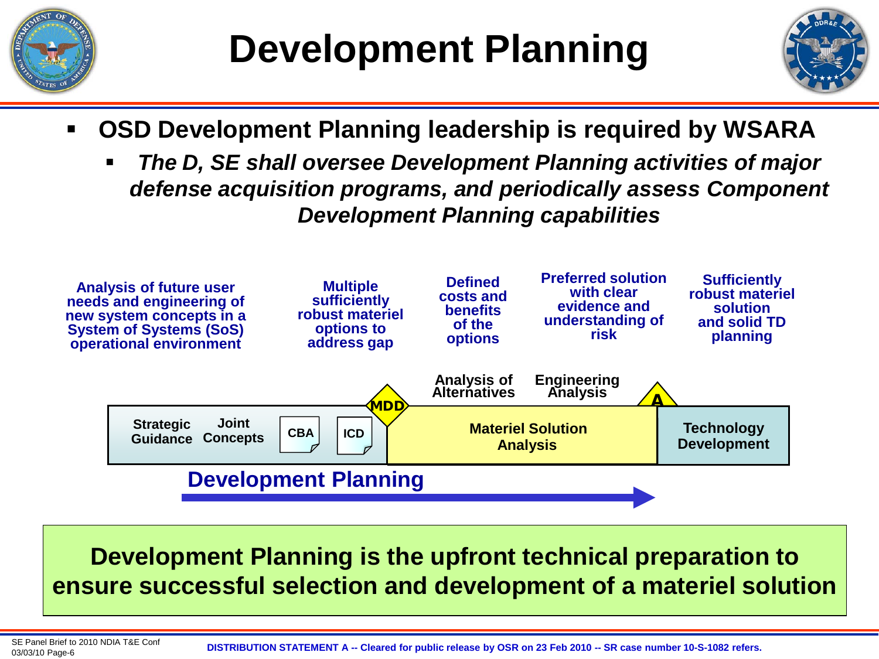# Development Planning

- **OSD Development Planning leadership is required by WSARA**
  - ***The D, SE shall oversee Development Planning activities of major defense acquisition programs, and periodically assess Component Development Planning capabilities***

**Analysis of future user needs and engineering of new system concepts in a System of Systems (SoS) operational environment**

**Multiple sufficiently robust materiel options to address gap**

**Defined costs and benefits of the options**

**Preferred solution with clear evidence and understanding of risk**

**Sufficiently robust materiel solution and solid TD planning**

**Strategic Guidance** | **Joint Concepts** | **CBA** | **ICD** | **MDD** | **Analysis of Alternatives** | **Engineering Analysis** | **Materiel Solution Analysis** | **A** | **Technology Development**

**Development Planning**

**Development Planning is the upfront technical preparation to ensure successful selection and development of a materiel solution**

SE Panel Brief to 2010 NDIA T&E Conf
03/03/10 Page-6

**DISTRIBUTION STATEMENT A -- Cleared for public release by OSR on 23 Feb 2010 -- SR case number 10-S-1082 refers.**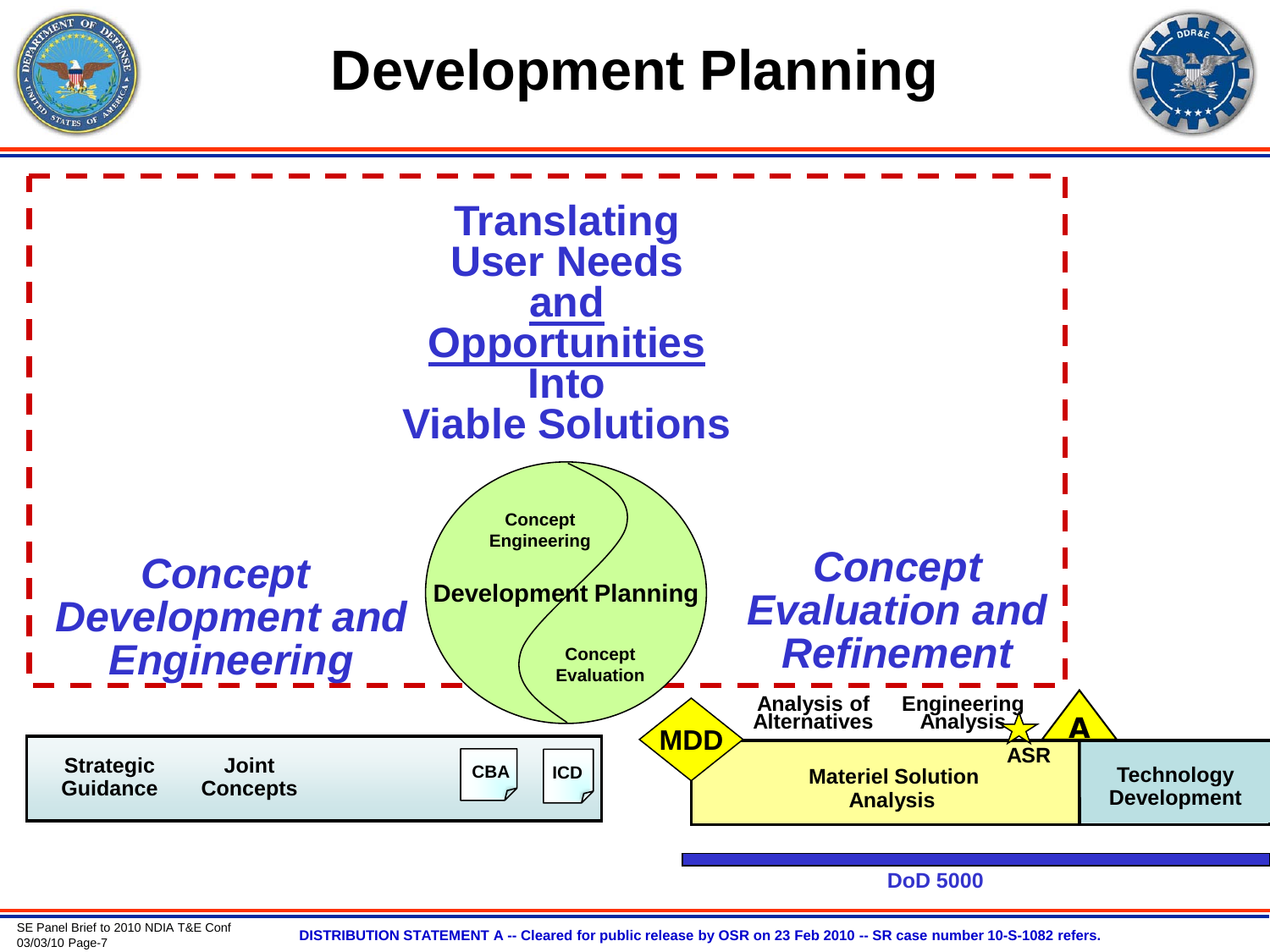# Development Planning

**Translating User Needs and Opportunities Into Viable Solutions**

***Concept Development and Engineering***

**Concept Engineering**

**Development Planning**

**Concept Evaluation**

***Concept Evaluation and Refinement***

**Strategic Guidance** **Joint Concepts** **CBA** **ICD**

**MDD**

**Analysis of Alternatives** **Engineering Analysis** **ASR**

**Materiel Solution Analysis**

**A**

**Technology Development**

**DoD 5000**

SE Panel Brief to 2010 NDIA T&E Conf
03/03/10 Page-7

**DISTRIBUTION STATEMENT A -- Cleared for public release by OSR on 23 Feb 2010 -- SR case number 10-S-1082 refers.**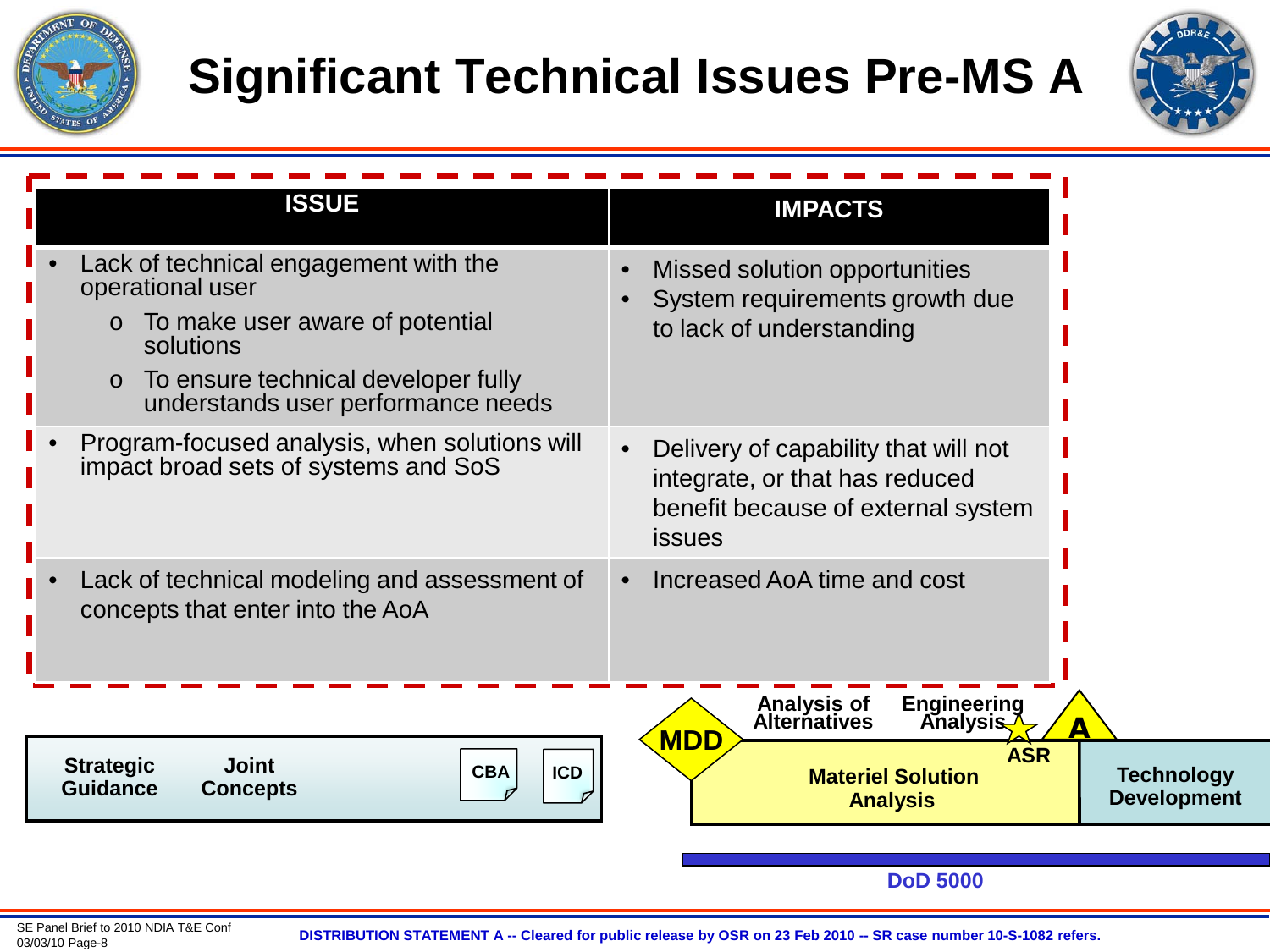# Significant Technical Issues Pre-MS A

| ISSUE | IMPACTS |
| --- | --- |
| • Lack of technical engagement with the operational user<br>o To make user aware of potential solutions<br>o To ensure technical developer fully understands user performance needs | • Missed solution opportunities<br>• System requirements growth due to lack of understanding |
| • Program-focused analysis, when solutions will impact broad sets of systems and SoS | • Delivery of capability that will not integrate, or that has reduced benefit because of external system issues |
| • Lack of technical modeling and assessment of concepts that enter into the AoA | • Increased AoA time and cost |

Strategic Guidance — Joint Concepts — CBA — ICD

MDD — Analysis of Alternatives — Engineering Analysis — ASR — A

Materiel Solution Analysis — Technology Development

DoD 5000

SE Panel Brief to 2010 NDIA T&E Conf 03/03/10

DISTRIBUTION STATEMENT A -- Cleared for public release by OSR on 23 Feb 2010 -- SR case number 10-S-1082 refers.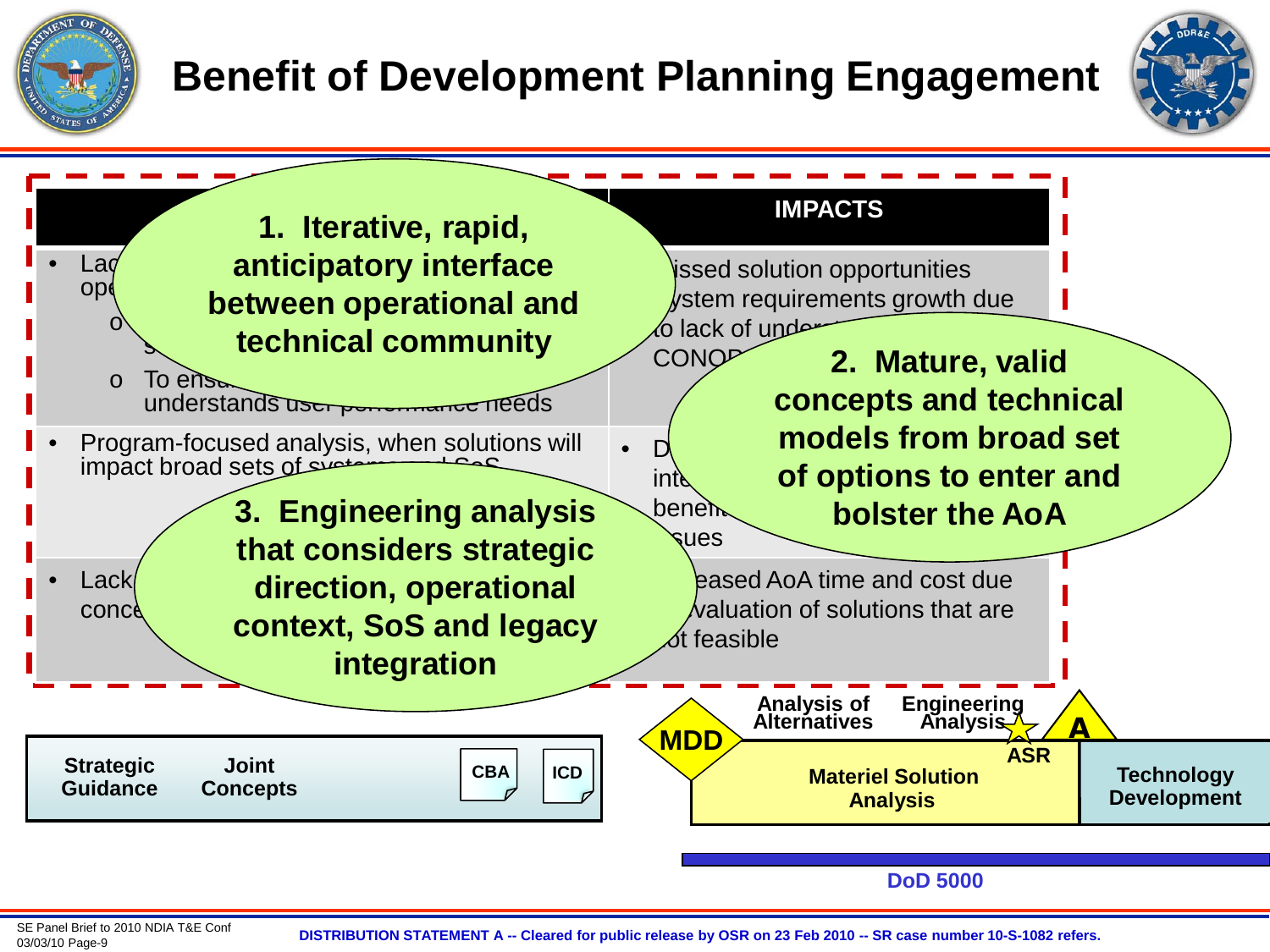# Benefit of Development Planning Engagement

| | IMPACTS |
|---|---|
| • Lac… ope… <br> o … <br> o To ens… understands use… …ce needs | • …issed solution opportunities <br> • …ystem requirements growth due to lack of under… CONO… |
| • Program-focused analysis, when solutions will impact broad sets of syste… …SoS | • D… inte… bene… …sues |
| • Lack… conc… | • …eased AoA time and cost due …valuation of solutions that are …ot feasible |

**1. Iterative, rapid, anticipatory interface between operational and technical community**

**2. Mature, valid concepts and technical models from broad set of options to enter and bolster the AoA**

**3. Engineering analysis that considers strategic direction, operational context, SoS and legacy integration**

Strategic Guidance | Joint Concepts | CBA | ICD

MDD | Analysis of Alternatives | Engineering Analysis | ASR | A

Materiel Solution Analysis | Technology Development

DoD 5000

DISTRIBUTION STATEMENT A -- Cleared for public release by OSR on 23 Feb 2010 -- SR case number 10-S-1082 refers.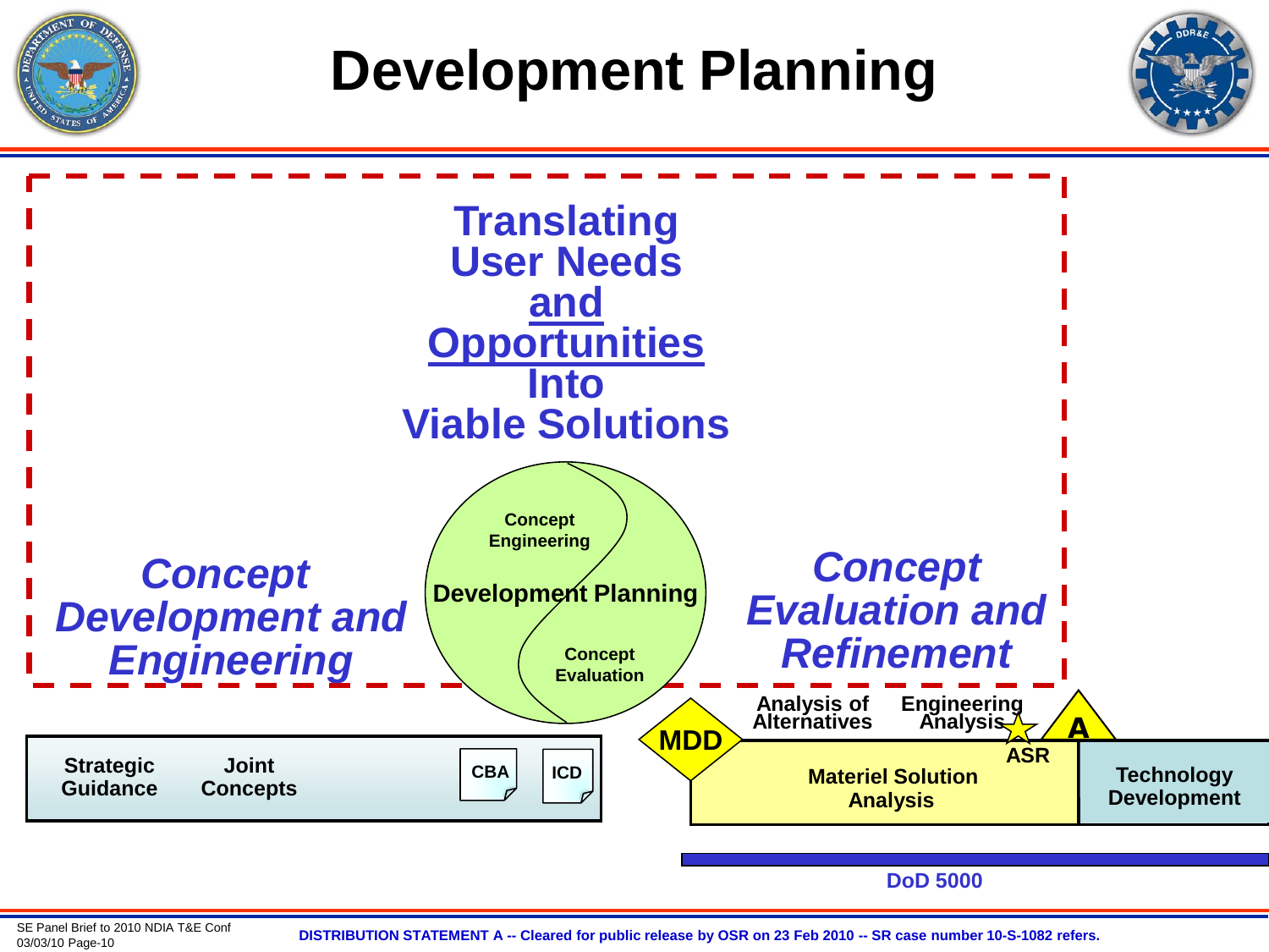# Development Planning

**Translating User Needs <u>and</u> <u>Opportunities</u> Into Viable Solutions**

***Concept Development and Engineering***

**Concept Engineering**

**Development Planning**

**Concept Evaluation**

***Concept Evaluation and Refinement***

**Strategic Guidance** | **Joint Concepts** | **CBA** | **ICD**

**MDD**

**Analysis of Alternatives** | **Engineering Analysis**

**ASR**

**A**

**Materiel Solution Analysis**

**Technology Development**

**DoD 5000**

SE Panel Brief to 2010 NDIA T&E Conf
03/03/10

**DISTRIBUTION STATEMENT A -- Cleared for public release by OSR on 23 Feb 2010 -- SR case number 10-S-1082 refers.**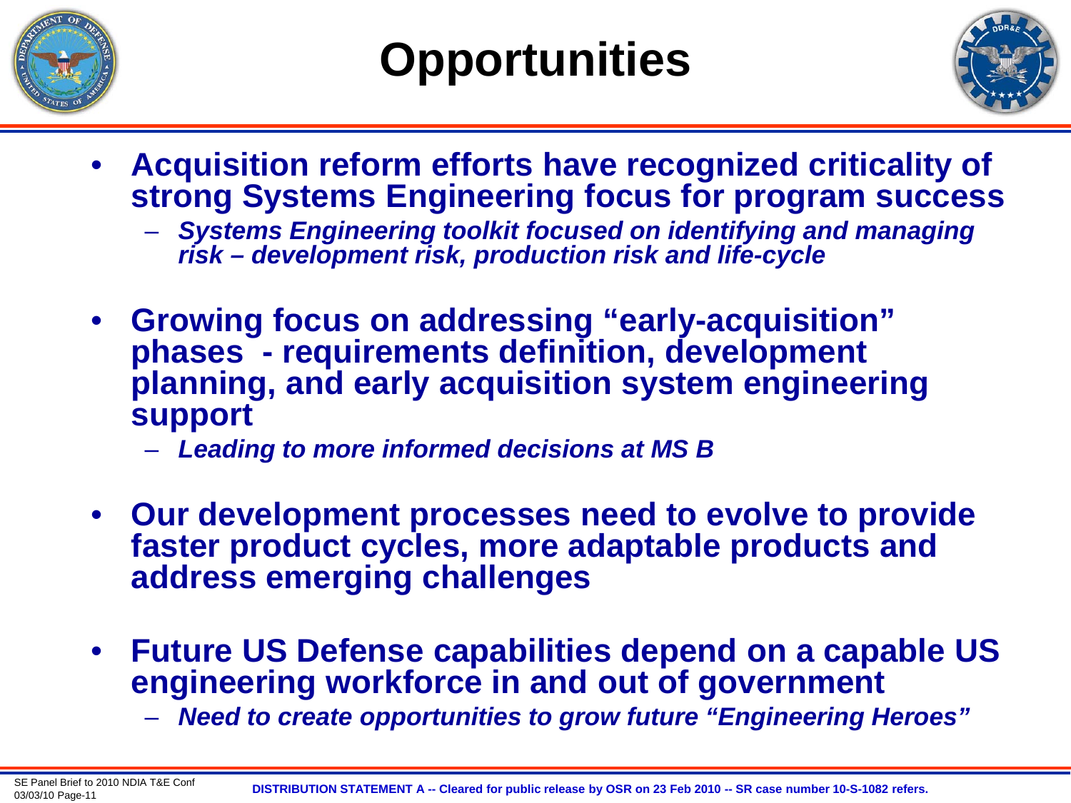# Opportunities

- **Acquisition reform efforts have recognized criticality of strong Systems Engineering focus for program success**
  - ***Systems Engineering toolkit focused on identifying and managing risk – development risk, production risk and life-cycle***
- **Growing focus on addressing "early-acquisition" phases - requirements definition, development planning, and early acquisition system engineering support**
  - ***Leading to more informed decisions at MS B***
- **Our development processes need to evolve to provide faster product cycles, more adaptable products and address emerging challenges**
- **Future US Defense capabilities depend on a capable US engineering workforce in and out of government**
  - ***Need to create opportunities to grow future "Engineering Heroes"***

**DISTRIBUTION STATEMENT A -- Cleared for public release by OSR on 23 Feb 2010 -- SR case number 10-S-1082 refers.**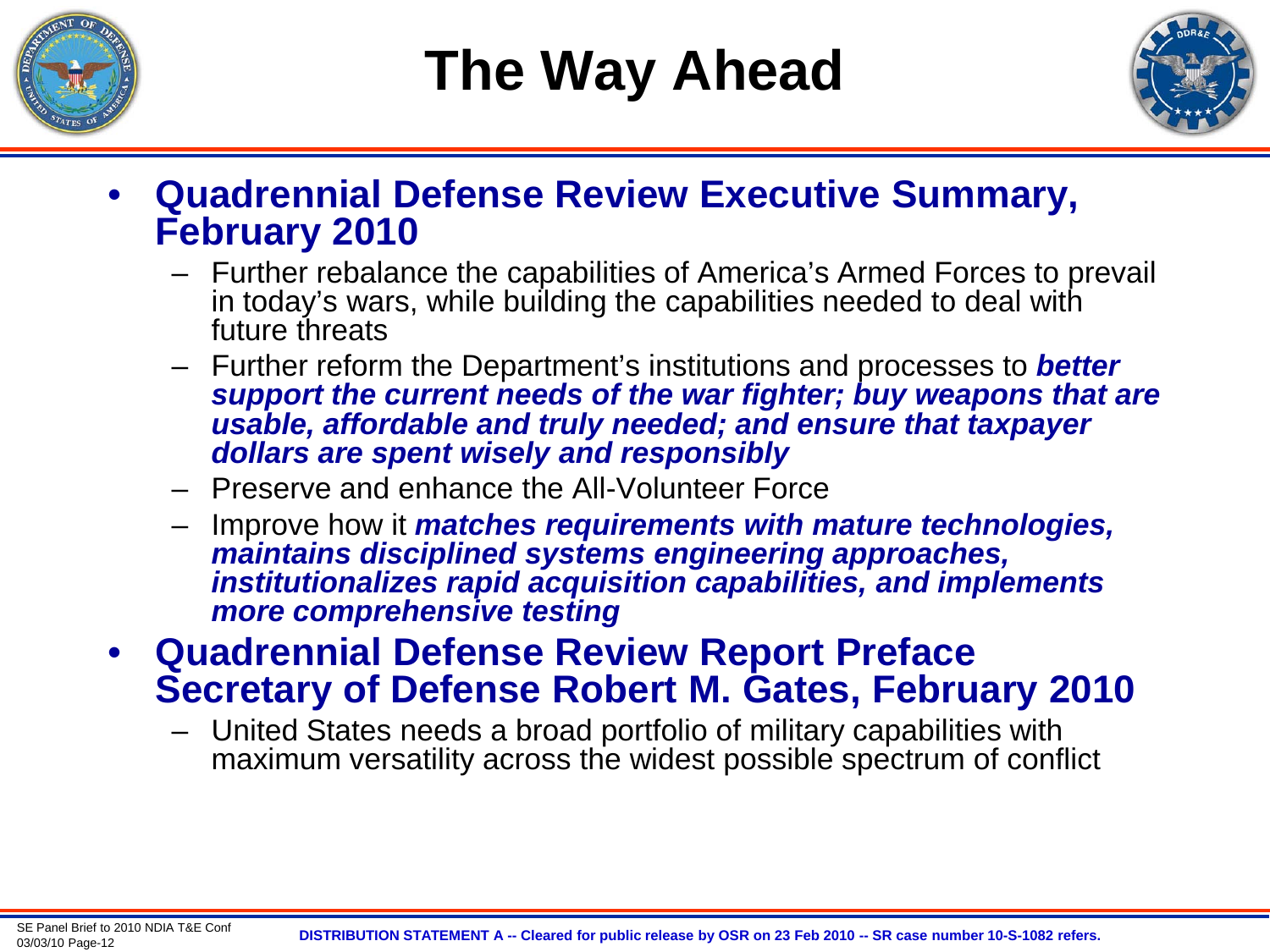# The Way Ahead

- **Quadrennial Defense Review Executive Summary, February 2010**
  - Further rebalance the capabilities of America's Armed Forces to prevail in today's wars, while building the capabilities needed to deal with future threats
  - Further reform the Department's institutions and processes to ***better support the current needs of the war fighter; buy weapons that are usable, affordable and truly needed; and ensure that taxpayer dollars are spent wisely and responsibly***
  - Preserve and enhance the All-Volunteer Force
  - Improve how it ***matches requirements with mature technologies, maintains disciplined systems engineering approaches, institutionalizes rapid acquisition capabilities, and implements more comprehensive testing***
- **Quadrennial Defense Review Report Preface Secretary of Defense Robert M. Gates, February 2010**
  - United States needs a broad portfolio of military capabilities with maximum versatility across the widest possible spectrum of conflict

DISTRIBUTION STATEMENT A -- Cleared for public release by OSR on 23 Feb 2010 -- SR case number 10-S-1082 refers.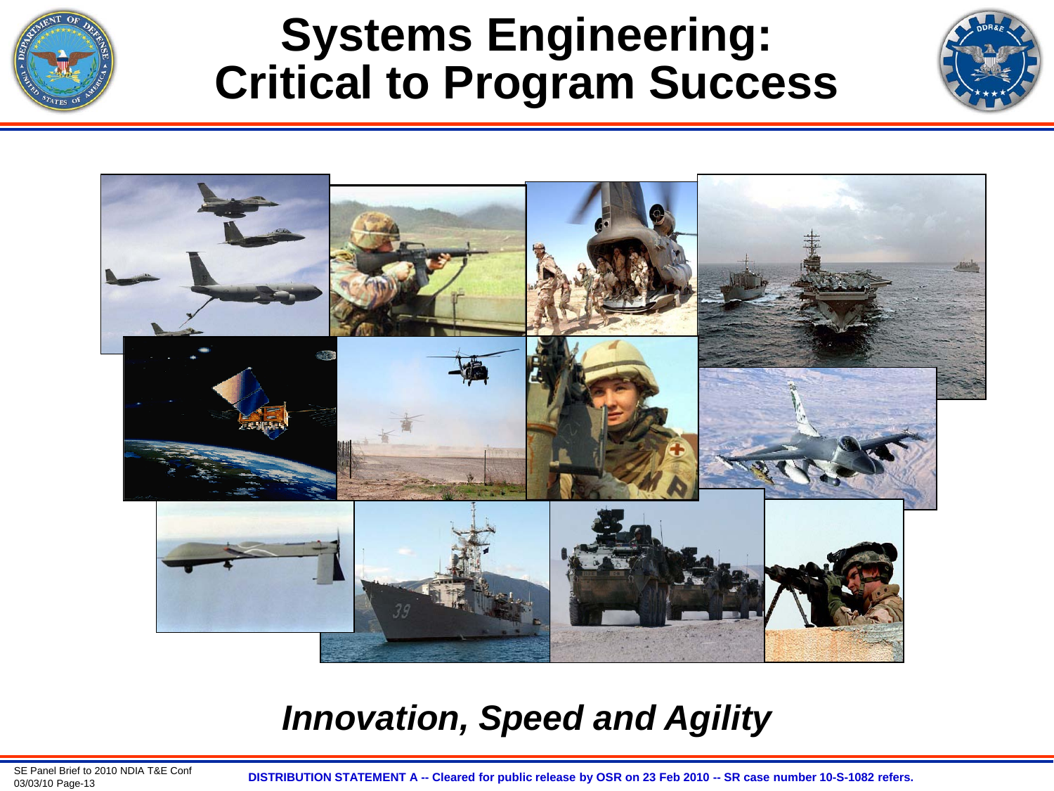# Systems Engineering: Critical to Program Success

***Innovation, Speed and Agility***

**DISTRIBUTION STATEMENT A -- Cleared for public release by OSR on 23 Feb 2010 -- SR case number 10-S-1082 refers.**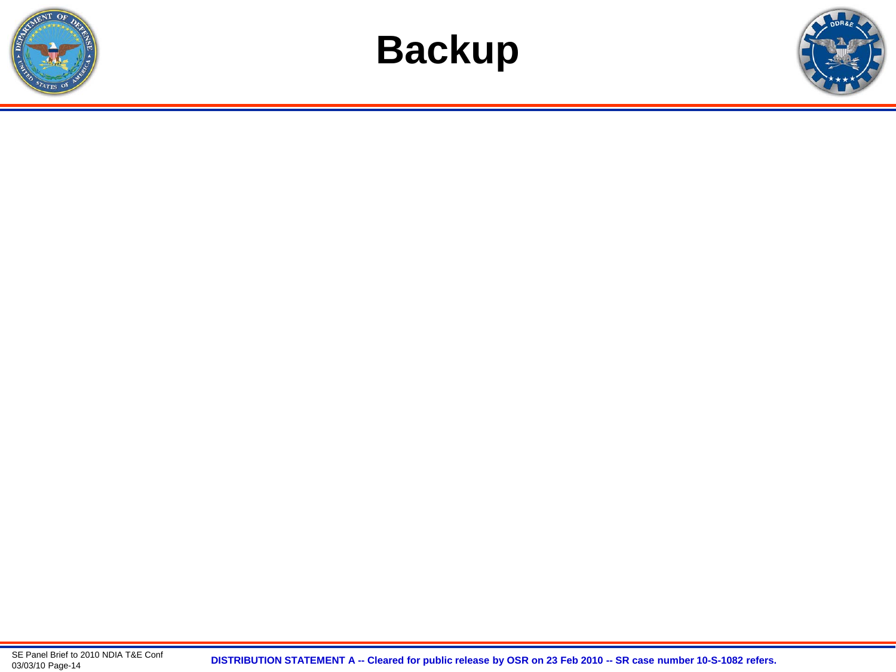# Backup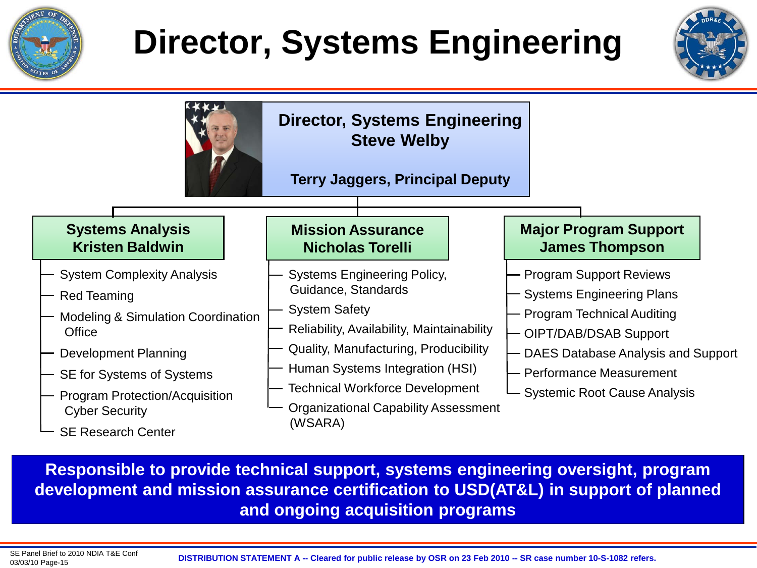# Director, Systems Engineering

**Director, Systems Engineering**
**Steve Welby**

**Terry Jaggers, Principal Deputy**

### Systems Analysis
**Kristen Baldwin**

- System Complexity Analysis
- Red Teaming
- Modeling & Simulation Coordination Office
- Development Planning
- SE for Systems of Systems
- Program Protection/Acquisition Cyber Security
- SE Research Center

### Mission Assurance
**Nicholas Torelli**

- Systems Engineering Policy, Guidance, Standards
- System Safety
- Reliability, Availability, Maintainability
- Quality, Manufacturing, Producibility
- Human Systems Integration (HSI)
- Technical Workforce Development
- Organizational Capability Assessment (WSARA)

### Major Program Support
**James Thompson**

- Program Support Reviews
- Systems Engineering Plans
- Program Technical Auditing
- OIPT/DAB/DSAB Support
- DAES Database Analysis and Support
- Performance Measurement
- Systemic Root Cause Analysis

**Responsible to provide technical support, systems engineering oversight, program development and mission assurance certification to USD(AT&L) in support of planned and ongoing acquisition programs**

SE Panel Brief to 2010 NDIA T&E Conf
03/03/10

**DISTRIBUTION STATEMENT A -- Cleared for public release by OSR on 23 Feb 2010 -- SR case number 10-S-1082 refers.**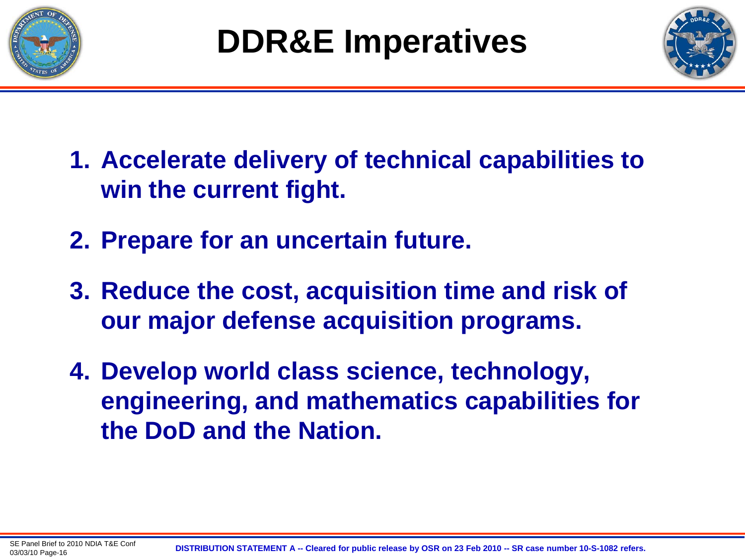# DDR&E Imperatives

1. **Accelerate delivery of technical capabilities to win the current fight.**
2. **Prepare for an uncertain future.**
3. **Reduce the cost, acquisition time and risk of our major defense acquisition programs.**
4. **Develop world class science, technology, engineering, and mathematics capabilities for the DoD and the Nation.**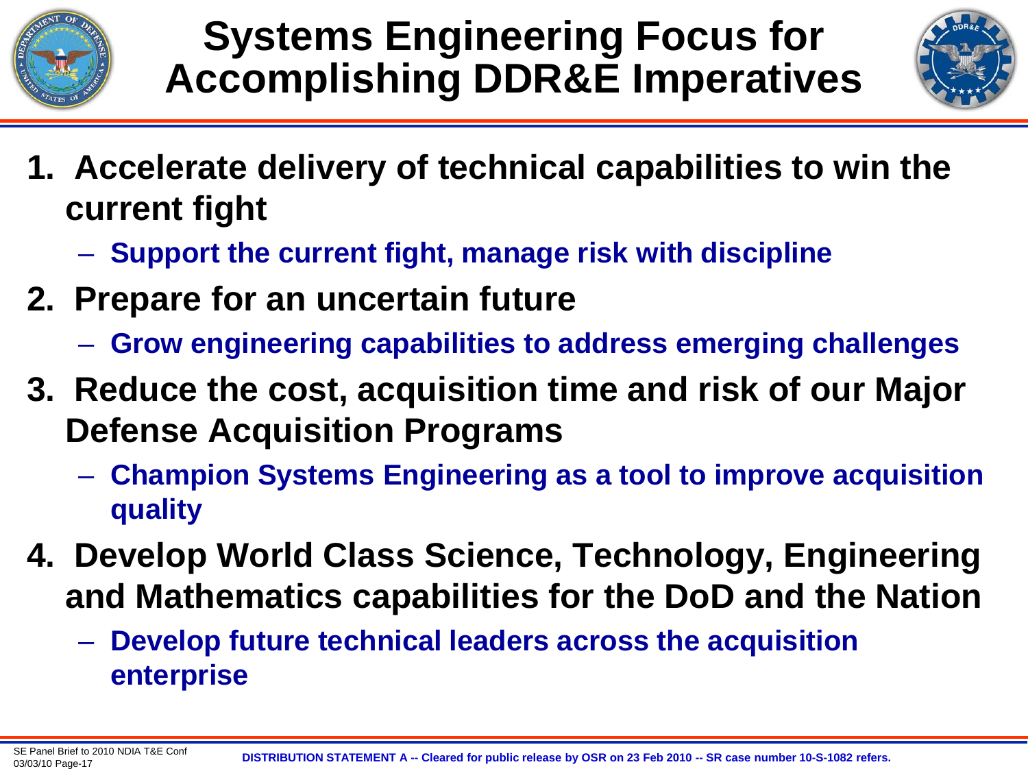# Systems Engineering Focus for Accomplishing DDR&E Imperatives

1. **Accelerate delivery of technical capabilities to win the current fight**
   - **Support the current fight, manage risk with discipline**
2. **Prepare for an uncertain future**
   - **Grow engineering capabilities to address emerging challenges**
3. **Reduce the cost, acquisition time and risk of our Major Defense Acquisition Programs**
   - **Champion Systems Engineering as a tool to improve acquisition quality**
4. **Develop World Class Science, Technology, Engineering and Mathematics capabilities for the DoD and the Nation**
   - **Develop future technical leaders across the acquisition enterprise**

**DISTRIBUTION STATEMENT A -- Cleared for public release by OSR on 23 Feb 2010 -- SR case number 10-S-1082 refers.**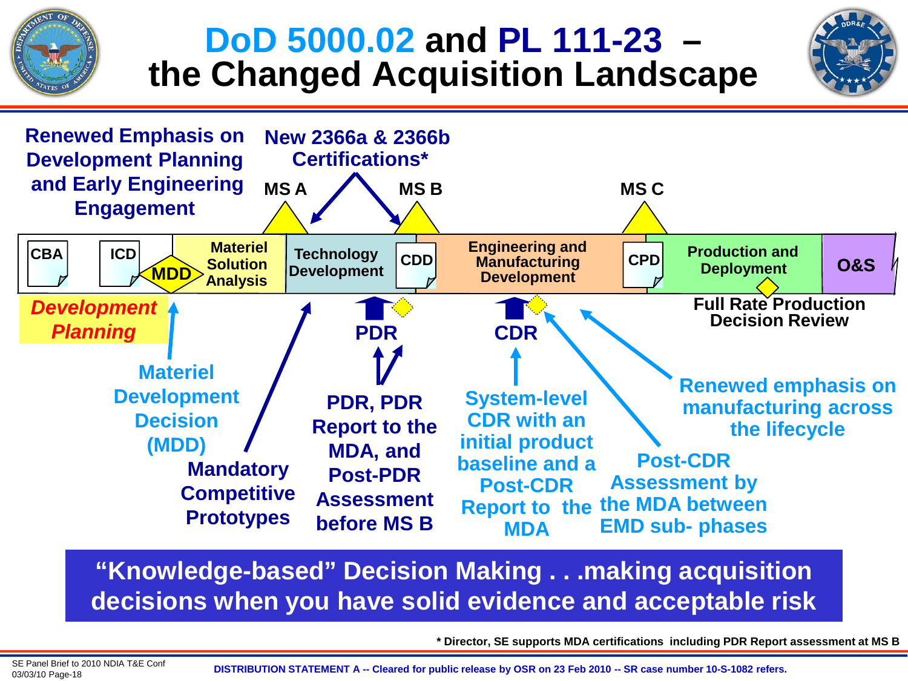# DoD 5000.02 and PL 111-23 – the Changed Acquisition Landscape

**Renewed Emphasis on Development Planning and Early Engineering Engagement**

**New 2366a & 2366b Certifications***

MS A — MS B — MS C

CBA | ICD | MDD | Materiel Solution Analysis | Technology Development | CDD | Engineering and Manufacturing Development | CPD | Production and Deployment | O&S

*Development Planning*

**Full Rate Production Decision Review**

**PDR**

**CDR**

**Materiel Development Decision (MDD)**

**Mandatory Competitive Prototypes**

**PDR, PDR Report to the MDA, and Post-PDR Assessment before MS B**

**System-level CDR with an initial product baseline and a Post-CDR Report to the MDA**

**Post-CDR Assessment by the MDA between EMD sub- phases**

**Renewed emphasis on manufacturing across the lifecycle**

**"Knowledge-based" Decision Making . . .making acquisition decisions when you have solid evidence and acceptable risk**

*** Director, SE supports MDA certifications including PDR Report assessment at MS B**

SE Panel Brief to 2010 NDIA T&E Conf
03/03/10

**DISTRIBUTION STATEMENT A -- Cleared for public release by OSR on 23 Feb 2010 -- SR case number 10-S-1082 refers.**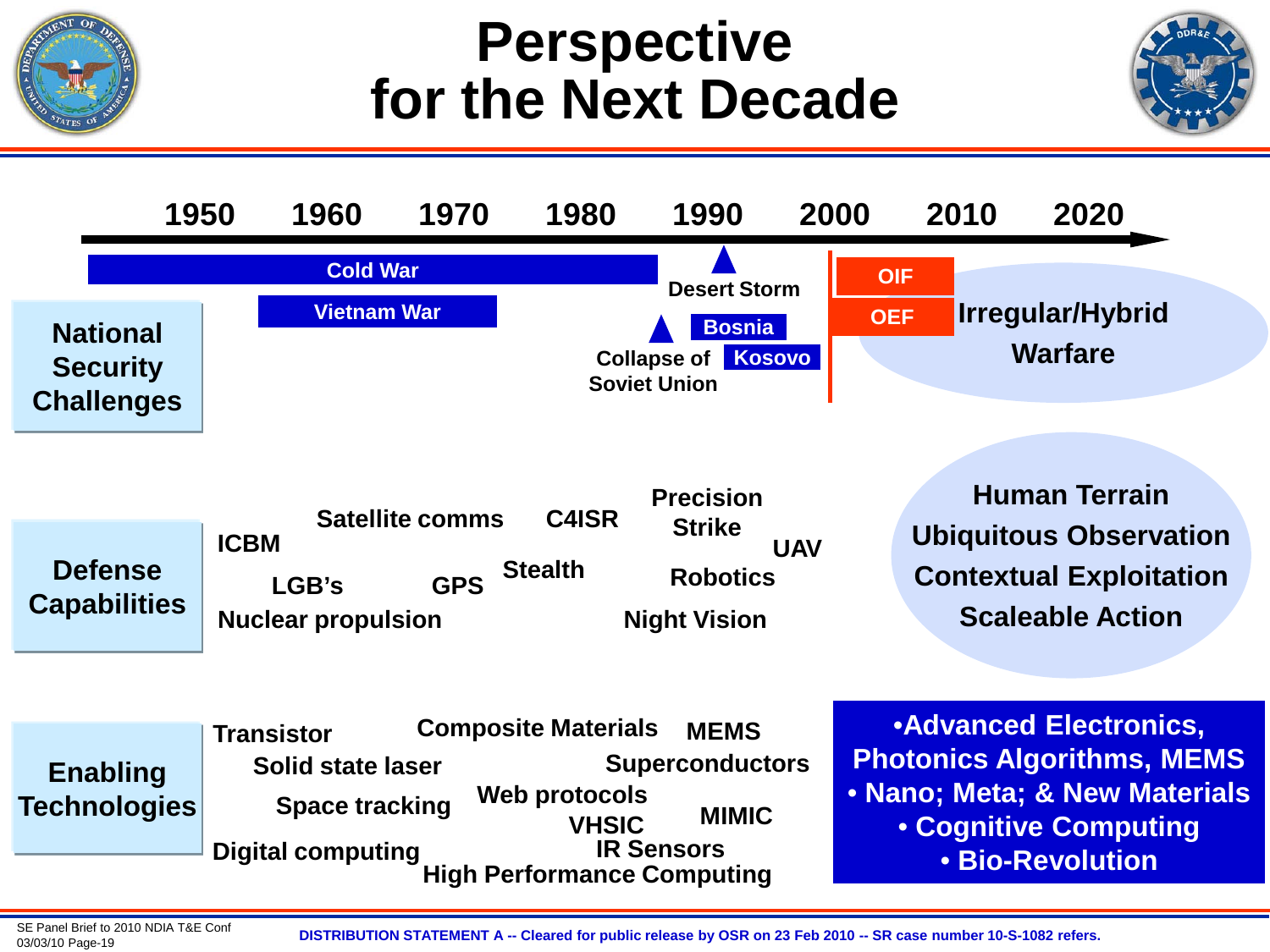# Perspective for the Next Decade

**Timeline:** 1950 | 1960 | 1970 | 1980 | 1990 | 2000 | 2010 | 2020

## National Security Challenges

- Cold War
- Vietnam War
- Desert Storm
- Collapse of Soviet Union
- Bosnia
- Kosovo
- OIF
- OEF
- Irregular/Hybrid Warfare

## Defense Capabilities

- ICBM
- Satellite comms
- LGB's
- GPS
- Nuclear propulsion
- Stealth
- C4ISR
- Precision Strike
- Robotics
- UAV
- Night Vision
- Human Terrain
- Ubiquitous Observation
- Contextual Exploitation
- Scaleable Action

## Enabling Technologies

- Transistor
- Solid state laser
- Space tracking
- Digital computing
- Composite Materials
- Web protocols
- VHSIC
- IR Sensors
- High Performance Computing
- MEMS
- Superconductors
- MIMIC

**Next decade:**

- Advanced Electronics, Photonics Algorithms, MEMS
- Nano; Meta; & New Materials
- Cognitive Computing
- Bio-Revolution

SE Panel Brief to 2010 NDIA T&E Conf
03/03/10

DISTRIBUTION STATEMENT A -- Cleared for public release by OSR on 23 Feb 2010 -- SR case number 10-S-1082 refers.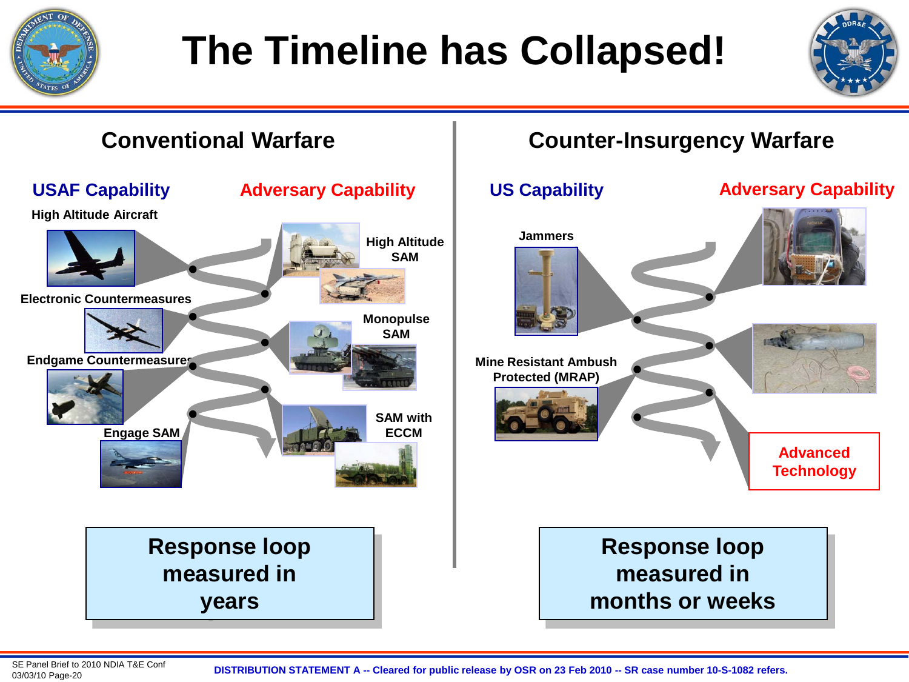# The Timeline has Collapsed!

## Conventional Warfare

**USAF Capability**

- High Altitude Aircraft
- Electronic Countermeasures
- Endgame Countermeasures
- Engage SAM

**Adversary Capability**

- High Altitude SAM
- Monopulse SAM
- SAM with ECCM

**Response loop measured in years**

## Counter-Insurgency Warfare

**US Capability**

- Jammers
- Mine Resistant Ambush Protected (MRAP)

**Adversary Capability**

- Advanced Technology

**Response loop measured in months or weeks**

SE Panel Brief to 2010 NDIA T&E Conf
03/03/10

DISTRIBUTION STATEMENT A -- Cleared for public release by OSR on 23 Feb 2010 -- SR case number 10-S-1082 refers.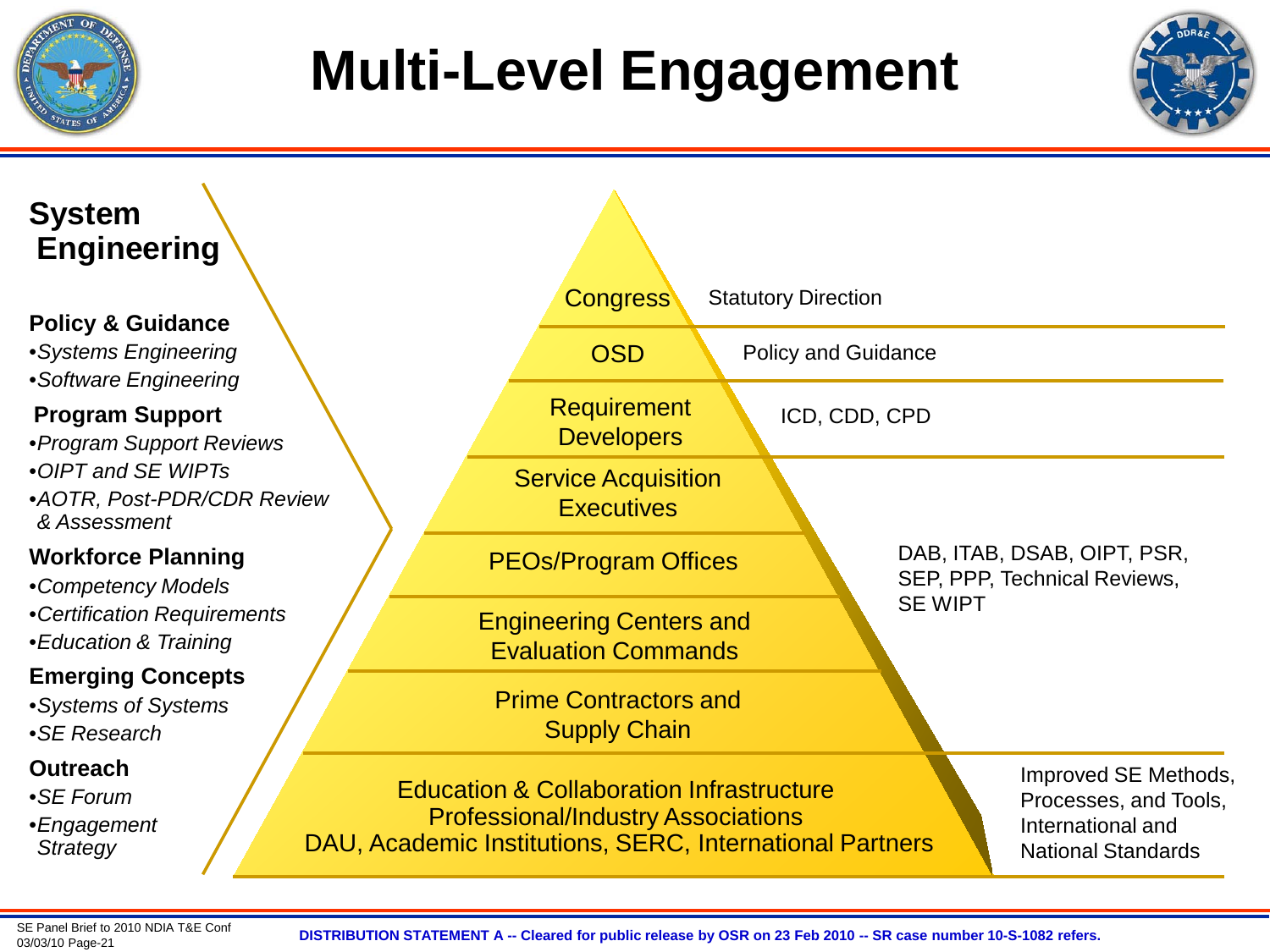# Multi-Level Engagement

## System Engineering

**Policy & Guidance**
- *Systems Engineering*
- *Software Engineering*

**Program Support**
- *Program Support Reviews*
- *OIPT and SE WIPTs*
- *AOTR, Post-PDR/CDR Review & Assessment*

**Workforce Planning**
- *Competency Models*
- *Certification Requirements*
- *Education & Training*

**Emerging Concepts**
- *Systems of Systems*
- *SE Research*

**Outreach**
- *SE Forum*
- *Engagement Strategy*

Congress
Statutory Direction

OSD
Policy and Guidance

Requirement Developers
ICD, CDD, CPD

Service Acquisition Executives

PEOs/Program Offices

Engineering Centers and Evaluation Commands

Prime Contractors and Supply Chain

DAB, ITAB, DSAB, OIPT, PSR, SEP, PPP, Technical Reviews, SE WIPT

Education & Collaboration Infrastructure
Professional/Industry Associations
DAU, Academic Institutions, SERC, International Partners

Improved SE Methods, Processes, and Tools, International and National Standards

SE Panel Brief to 2010 NDIA T&E Conf
03/03/10 Page-21

DISTRIBUTION STATEMENT A -- Cleared for public release by OSR on 23 Feb 2010 -- SR case number 10-S-1082 refers.